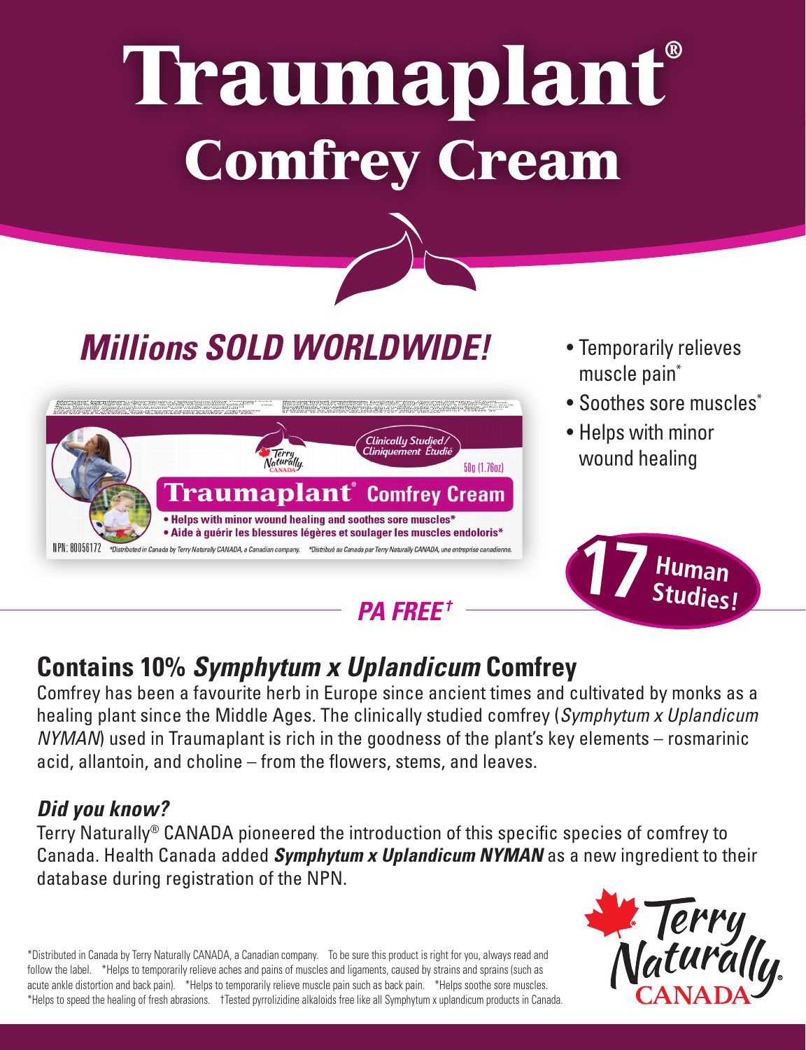# Traumaplant®
## Comfrey Cream

### *Millions SOLD WORLDWIDE!*

- Temporarily relieves muscle pain*
- Soothes sore muscles*
- Helps with minor wound healing

Clinically Studied/ Cliniquement Étudié

50g (1.76oz)

**Traumaplant® Comfrey Cream**

- **Helps with minor wound healing and soothes sore muscles***
- **Aide à guérir les blessures légères et soulager les muscles endoloris***

NPN: 80056172 *Distributed in Canada by Terry Naturally CANADA, a Canadian company. *Distribué au Canada par Terry Naturally CANADA, une entreprise canadienne.

**17 Human Studies!**

***PA FREE†***

## Contains 10% *Symphytum x Uplandicum* Comfrey

Comfrey has been a favourite herb in Europe since ancient times and cultivated by monks as a healing plant since the Middle Ages. The clinically studied comfrey (*Symphytum x Uplandicum NYMAN*) used in Traumaplant is rich in the goodness of the plant's key elements – rosmarinic acid, allantoin, and choline – from the flowers, stems, and leaves.

### *Did you know?*

Terry Naturally® CANADA pioneered the introduction of this specific species of comfrey to Canada. Health Canada added ***Symphytum x Uplandicum NYMAN*** as a new ingredient to their database during registration of the NPN.

*Distributed in Canada by Terry Naturally CANADA, a Canadian company. To be sure this product is right for you, always read and follow the label. *Helps to temporarily relieve aches and pains of muscles and ligaments, caused by strains and sprains (such as acute ankle distortion and back pain). *Helps to temporarily relieve muscle pain such as back pain. *Helps soothe sore muscles. *Helps to speed the healing of fresh abrasions. †Tested pyrrolizidine alkaloids free like all Symphytum x uplandicum products in Canada.

Terry Naturally CANADA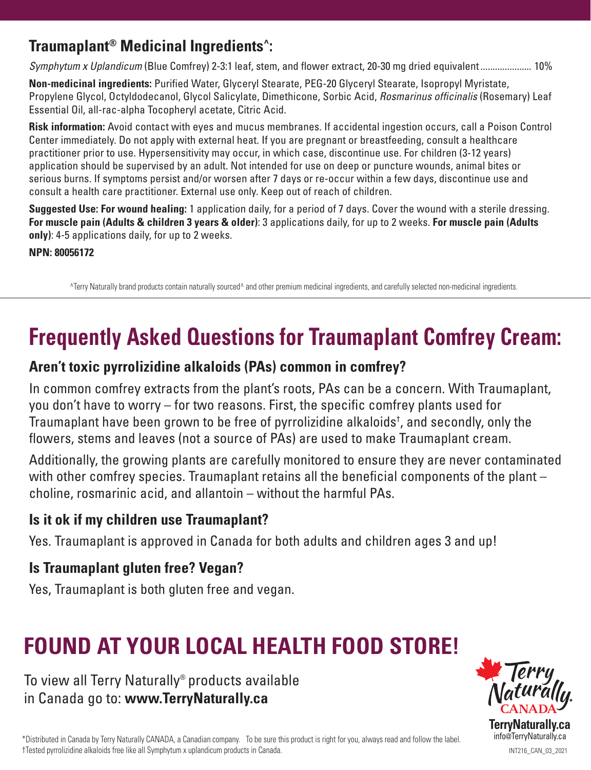## Traumaplant® Medicinal Ingredients^:

*Symphytum x Uplandicum* (Blue Comfrey) 2-3:1 leaf, stem, and flower extract, 20-30 mg dried equivalent..................... 10%

**Non-medicinal ingredients:** Purified Water, Glyceryl Stearate, PEG-20 Glyceryl Stearate, Isopropyl Myristate, Propylene Glycol, Octyldodecanol, Glycol Salicylate, Dimethicone, Sorbic Acid, *Rosmarinus officinalis* (Rosemary) Leaf Essential Oil, all-rac-alpha Tocopheryl acetate, Citric Acid.

**Risk information:** Avoid contact with eyes and mucus membranes. If accidental ingestion occurs, call a Poison Control Center immediately. Do not apply with external heat. If you are pregnant or breastfeeding, consult a healthcare practitioner prior to use. Hypersensitivity may occur, in which case, discontinue use. For children (3-12 years) application should be supervised by an adult. Not intended for use on deep or puncture wounds, animal bites or serious burns. If symptoms persist and/or worsen after 7 days or re-occur within a few days, discontinue use and consult a health care practitioner. External use only. Keep out of reach of children.

**Suggested Use: For wound healing:** 1 application daily, for a period of 7 days. Cover the wound with a sterile dressing. **For muscle pain (Adults & children 3 years & older)**: 3 applications daily, for up to 2 weeks. **For muscle pain (Adults only)**: 4-5 applications daily, for up to 2 weeks.

**NPN: 80056172**

^Terry Naturally brand products contain naturally sourced^ and other premium medicinal ingredients, and carefully selected non-medicinal ingredients.

# Frequently Asked Questions for Traumaplant Comfrey Cream:

### Aren't toxic pyrrolizidine alkaloids (PAs) common in comfrey?

In common comfrey extracts from the plant's roots, PAs can be a concern. With Traumaplant, you don't have to worry – for two reasons. First, the specific comfrey plants used for Traumaplant have been grown to be free of pyrrolizidine alkaloids†, and secondly, only the flowers, stems and leaves (not a source of PAs) are used to make Traumaplant cream.

Additionally, the growing plants are carefully monitored to ensure they are never contaminated with other comfrey species. Traumaplant retains all the beneficial components of the plant – choline, rosmarinic acid, and allantoin – without the harmful PAs.

### Is it ok if my children use Traumaplant?

Yes. Traumaplant is approved in Canada for both adults and children ages 3 and up!

### Is Traumaplant gluten free? Vegan?

Yes, Traumaplant is both gluten free and vegan.

# FOUND AT YOUR LOCAL HEALTH FOOD STORE!

To view all Terry Naturally® products available in Canada go to: **www.TerryNaturally.ca**

Terry Naturally CANADA

**TerryNaturally.ca**
info@TerryNaturally.ca

*Distributed in Canada by Terry Naturally CANADA, a Canadian company. To be sure this product is right for you, always read and follow the label.
†Tested pyrrolizidine alkaloids free like all Symphytum x uplandicum products in Canada.

INT216_CAN_03_2021